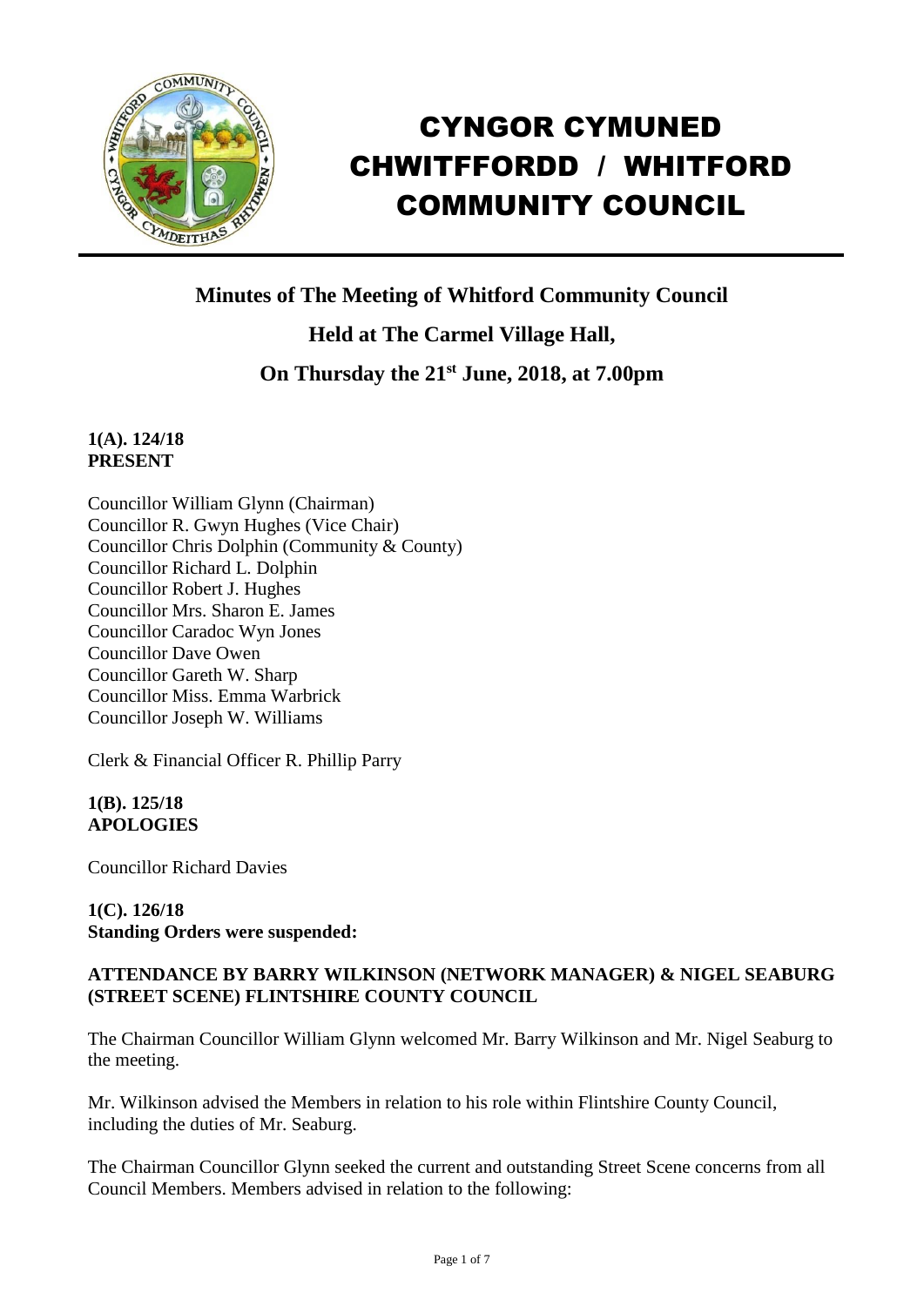# CYNGOR CYMUNED CHWITFFORDD / WHITFORD COMMUNITY COUNCIL

## Minutes of The Meeting of Whitford Community Council

## Held at The Carmel Village Hall,

## On Thursday the 21st June, 2018, at 7.00pm

**1(A). 124/18**
**PRESENT**

Councillor William Glynn (Chairman)
Councillor R. Gwyn Hughes (Vice Chair)
Councillor Chris Dolphin (Community & County)
Councillor Richard L. Dolphin
Councillor Robert J. Hughes
Councillor Mrs. Sharon E. James
Councillor Caradoc Wyn Jones
Councillor Dave Owen
Councillor Gareth W. Sharp
Councillor Miss. Emma Warbrick
Councillor Joseph W. Williams

Clerk & Financial Officer R. Phillip Parry

**1(B). 125/18**
**APOLOGIES**

Councillor Richard Davies

**1(C). 126/18**
**Standing Orders were suspended:**

**ATTENDANCE BY BARRY WILKINSON (NETWORK MANAGER) & NIGEL SEABURG (STREET SCENE) FLINTSHIRE COUNTY COUNCIL**

The Chairman Councillor William Glynn welcomed Mr. Barry Wilkinson and Mr. Nigel Seaburg to the meeting.

Mr. Wilkinson advised the Members in relation to his role within Flintshire County Council, including the duties of Mr. Seaburg.

The Chairman Councillor Glynn sought the current and outstanding Street Scene concerns from all Council Members. Members advised in relation to the following: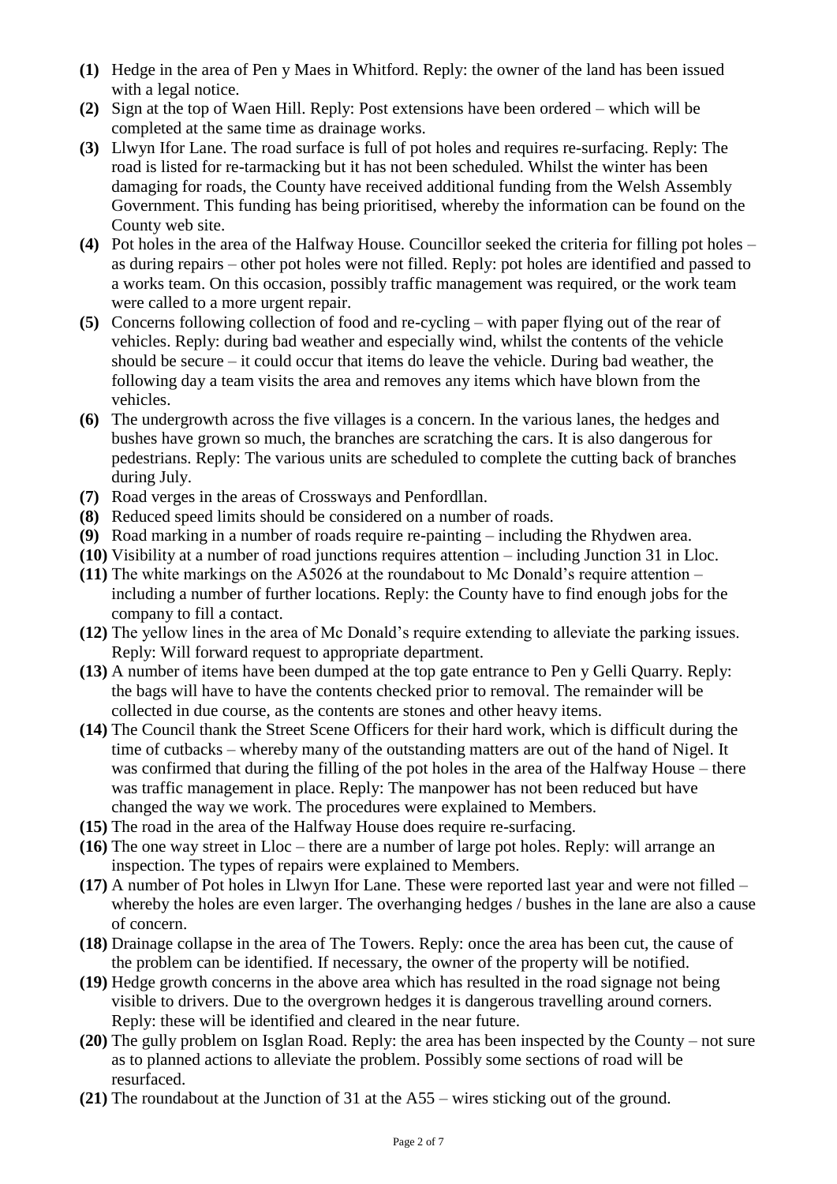- **(1)** Hedge in the area of Pen y Maes in Whitford. Reply: the owner of the land has been issued with a legal notice.
- **(2)** Sign at the top of Waen Hill. Reply: Post extensions have been ordered – which will be completed at the same time as drainage works.
- **(3)** Llwyn Ifor Lane. The road surface is full of pot holes and requires re-surfacing. Reply: The road is listed for re-tarmacking but it has not been scheduled. Whilst the winter has been damaging for roads, the County have received additional funding from the Welsh Assembly Government. This funding has being prioritised, whereby the information can be found on the County web site.
- **(4)** Pot holes in the area of the Halfway House. Councillor seeked the criteria for filling pot holes – as during repairs – other pot holes were not filled. Reply: pot holes are identified and passed to a works team. On this occasion, possibly traffic management was required, or the work team were called to a more urgent repair.
- **(5)** Concerns following collection of food and re-cycling – with paper flying out of the rear of vehicles. Reply: during bad weather and especially wind, whilst the contents of the vehicle should be secure – it could occur that items do leave the vehicle. During bad weather, the following day a team visits the area and removes any items which have blown from the vehicles.
- **(6)** The undergrowth across the five villages is a concern. In the various lanes, the hedges and bushes have grown so much, the branches are scratching the cars. It is also dangerous for pedestrians. Reply: The various units are scheduled to complete the cutting back of branches during July.
- **(7)** Road verges in the areas of Crossways and Penfordllan.
- **(8)** Reduced speed limits should be considered on a number of roads.
- **(9)** Road marking in a number of roads require re-painting – including the Rhydwen area.
- **(10)** Visibility at a number of road junctions requires attention – including Junction 31 in Lloc.
- **(11)** The white markings on the A5026 at the roundabout to Mc Donald's require attention – including a number of further locations. Reply: the County have to find enough jobs for the company to fill a contact.
- **(12)** The yellow lines in the area of Mc Donald's require extending to alleviate the parking issues. Reply: Will forward request to appropriate department.
- **(13)** A number of items have been dumped at the top gate entrance to Pen y Gelli Quarry. Reply: the bags will have to have the contents checked prior to removal. The remainder will be collected in due course, as the contents are stones and other heavy items.
- **(14)** The Council thank the Street Scene Officers for their hard work, which is difficult during the time of cutbacks – whereby many of the outstanding matters are out of the hand of Nigel. It was confirmed that during the filling of the pot holes in the area of the Halfway House – there was traffic management in place. Reply: The manpower has not been reduced but have changed the way we work. The procedures were explained to Members.
- **(15)** The road in the area of the Halfway House does require re-surfacing.
- **(16)** The one way street in Lloc – there are a number of large pot holes. Reply: will arrange an inspection. The types of repairs were explained to Members.
- **(17)** A number of Pot holes in Llwyn Ifor Lane. These were reported last year and were not filled – whereby the holes are even larger. The overhanging hedges / bushes in the lane are also a cause of concern.
- **(18)** Drainage collapse in the area of The Towers. Reply: once the area has been cut, the cause of the problem can be identified. If necessary, the owner of the property will be notified.
- **(19)** Hedge growth concerns in the above area which has resulted in the road signage not being visible to drivers. Due to the overgrown hedges it is dangerous travelling around corners. Reply: these will be identified and cleared in the near future.
- **(20)** The gully problem on Isglan Road. Reply: the area has been inspected by the County – not sure as to planned actions to alleviate the problem. Possibly some sections of road will be resurfaced.
- **(21)** The roundabout at the Junction of 31 at the A55 – wires sticking out of the ground.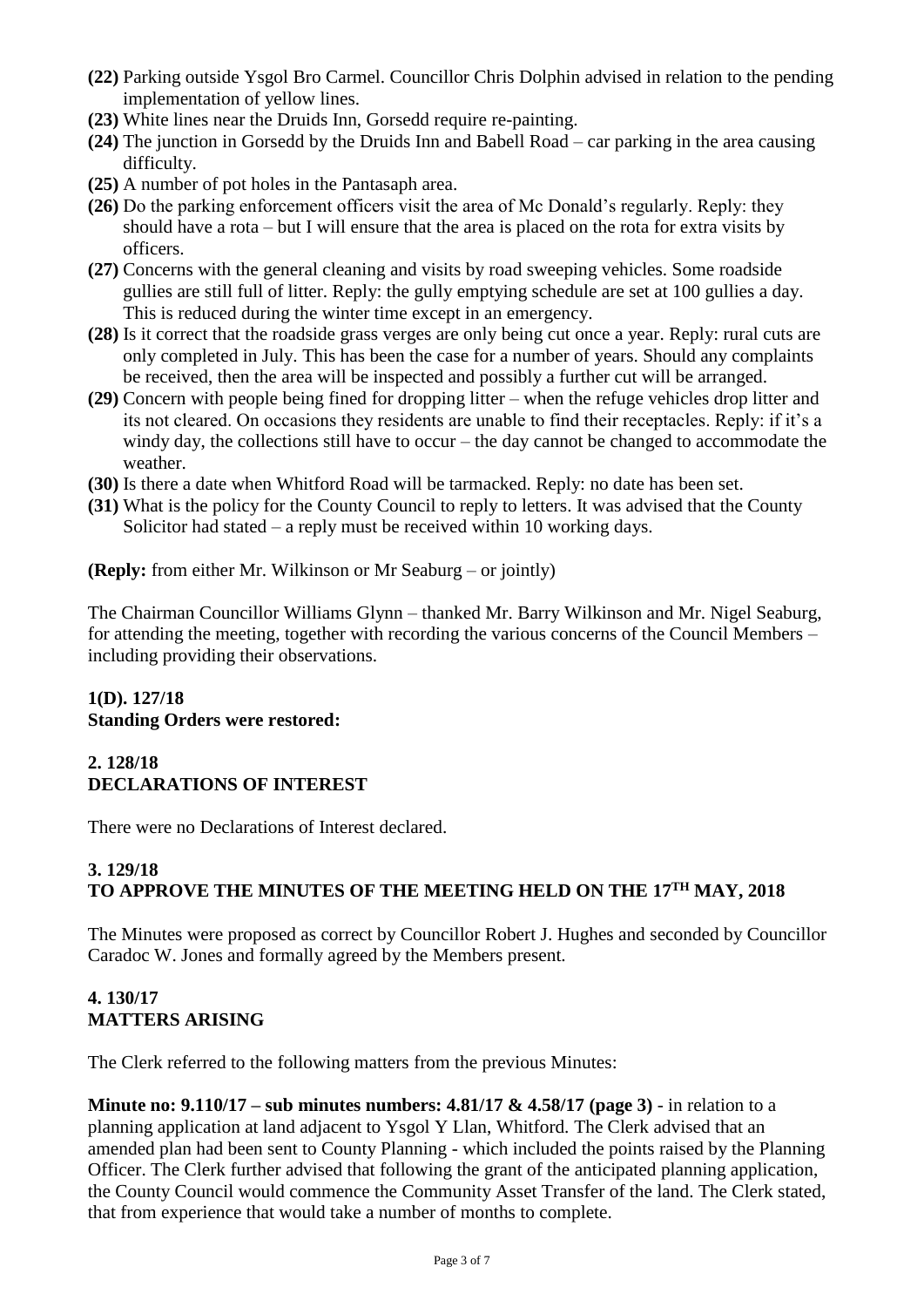**(22)** Parking outside Ysgol Bro Carmel. Councillor Chris Dolphin advised in relation to the pending implementation of yellow lines.

**(23)** White lines near the Druids Inn, Gorsedd require re-painting.

**(24)** The junction in Gorsedd by the Druids Inn and Babell Road – car parking in the area causing difficulty.

**(25)** A number of pot holes in the Pantasaph area.

**(26)** Do the parking enforcement officers visit the area of Mc Donald's regularly. Reply: they should have a rota – but I will ensure that the area is placed on the rota for extra visits by officers.

**(27)** Concerns with the general cleaning and visits by road sweeping vehicles. Some roadside gullies are still full of litter. Reply: the gully emptying schedule are set at 100 gullies a day. This is reduced during the winter time except in an emergency.

**(28)** Is it correct that the roadside grass verges are only being cut once a year. Reply: rural cuts are only completed in July. This has been the case for a number of years. Should any complaints be received, then the area will be inspected and possibly a further cut will be arranged.

**(29)** Concern with people being fined for dropping litter – when the refuge vehicles drop litter and its not cleared. On occasions they residents are unable to find their receptacles. Reply: if it's a windy day, the collections still have to occur – the day cannot be changed to accommodate the weather.

**(30)** Is there a date when Whitford Road will be tarmacked. Reply: no date has been set.

**(31)** What is the policy for the County Council to reply to letters. It was advised that the County Solicitor had stated – a reply must be received within 10 working days.

**(Reply:** from either Mr. Wilkinson or Mr Seaburg – or jointly)

The Chairman Councillor Williams Glynn – thanked Mr. Barry Wilkinson and Mr. Nigel Seaburg, for attending the meeting, together with recording the various concerns of the Council Members – including providing their observations.

**1(D). 127/18**
**Standing Orders were restored:**

**2. 128/18**
**DECLARATIONS OF INTEREST**

There were no Declarations of Interest declared.

**3. 129/18**
**TO APPROVE THE MINUTES OF THE MEETING HELD ON THE 17TH MAY, 2018**

The Minutes were proposed as correct by Councillor Robert J. Hughes and seconded by Councillor Caradoc W. Jones and formally agreed by the Members present.

**4. 130/17**
**MATTERS ARISING**

The Clerk referred to the following matters from the previous Minutes:

**Minute no: 9.110/17 – sub minutes numbers: 4.81/17 & 4.58/17 (page 3)** - in relation to a planning application at land adjacent to Ysgol Y Llan, Whitford. The Clerk advised that an amended plan had been sent to County Planning - which included the points raised by the Planning Officer. The Clerk further advised that following the grant of the anticipated planning application, the County Council would commence the Community Asset Transfer of the land. The Clerk stated, that from experience that would take a number of months to complete.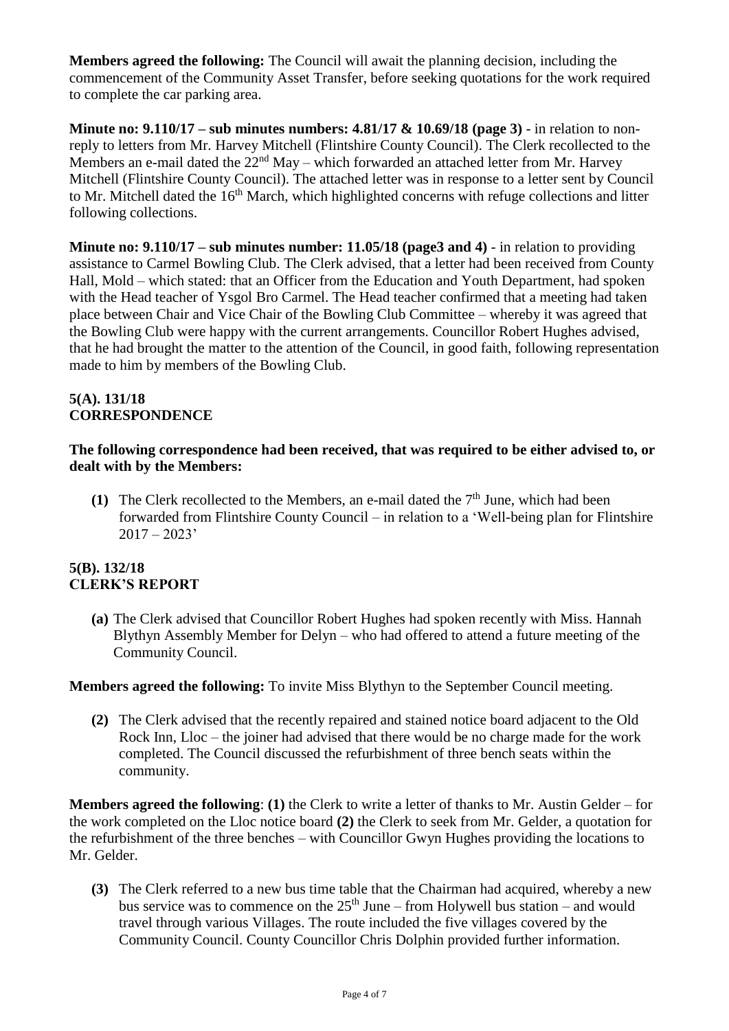**Members agreed the following:** The Council will await the planning decision, including the commencement of the Community Asset Transfer, before seeking quotations for the work required to complete the car parking area.

**Minute no: 9.110/17 – sub minutes numbers: 4.81/17 & 10.69/18 (page 3)** - in relation to non-reply to letters from Mr. Harvey Mitchell (Flintshire County Council). The Clerk recollected to the Members an e-mail dated the 22nd May – which forwarded an attached letter from Mr. Harvey Mitchell (Flintshire County Council). The attached letter was in response to a letter sent by Council to Mr. Mitchell dated the 16th March, which highlighted concerns with refuge collections and litter following collections.

**Minute no: 9.110/17 – sub minutes number: 11.05/18 (page3 and 4)** - in relation to providing assistance to Carmel Bowling Club. The Clerk advised, that a letter had been received from County Hall, Mold – which stated: that an Officer from the Education and Youth Department, had spoken with the Head teacher of Ysgol Bro Carmel. The Head teacher confirmed that a meeting had taken place between Chair and Vice Chair of the Bowling Club Committee – whereby it was agreed that the Bowling Club were happy with the current arrangements. Councillor Robert Hughes advised, that he had brought the matter to the attention of the Council, in good faith, following representation made to him by members of the Bowling Club.

**5(A). 131/18**
**CORRESPONDENCE**

**The following correspondence had been received, that was required to be either advised to, or dealt with by the Members:**

**(1)** The Clerk recollected to the Members, an e-mail dated the 7th June, which had been forwarded from Flintshire County Council – in relation to a 'Well-being plan for Flintshire 2017 – 2023'

**5(B). 132/18**
**CLERK'S REPORT**

**(a)** The Clerk advised that Councillor Robert Hughes had spoken recently with Miss. Hannah Blythyn Assembly Member for Delyn – who had offered to attend a future meeting of the Community Council.

**Members agreed the following:** To invite Miss Blythyn to the September Council meeting.

**(2)** The Clerk advised that the recently repaired and stained notice board adjacent to the Old Rock Inn, Lloc – the joiner had advised that there would be no charge made for the work completed. The Council discussed the refurbishment of three bench seats within the community.

**Members agreed the following**: **(1)** the Clerk to write a letter of thanks to Mr. Austin Gelder – for the work completed on the Lloc notice board **(2)** the Clerk to seek from Mr. Gelder, a quotation for the refurbishment of the three benches – with Councillor Gwyn Hughes providing the locations to Mr. Gelder.

**(3)** The Clerk referred to a new bus time table that the Chairman had acquired, whereby a new bus service was to commence on the 25th June – from Holywell bus station – and would travel through various Villages. The route included the five villages covered by the Community Council. County Councillor Chris Dolphin provided further information.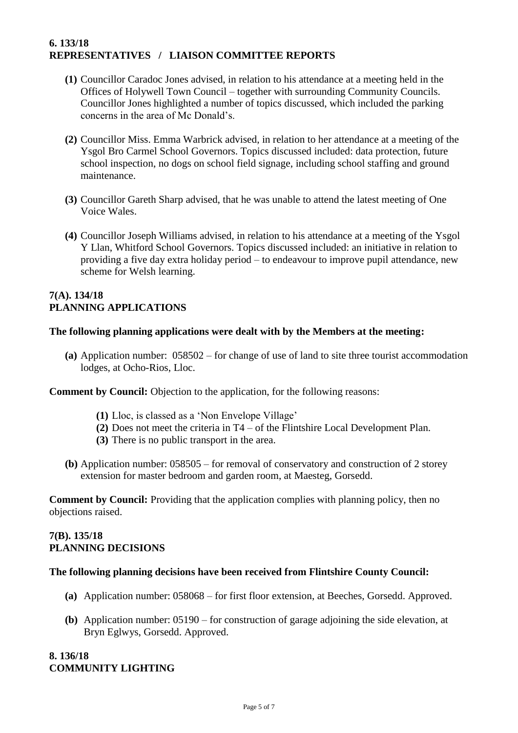**6. 133/18**
**REPRESENTATIVES / LIAISON COMMITTEE REPORTS**

- **(1)** Councillor Caradoc Jones advised, in relation to his attendance at a meeting held in the Offices of Holywell Town Council – together with surrounding Community Councils. Councillor Jones highlighted a number of topics discussed, which included the parking concerns in the area of Mc Donald's.

- **(2)** Councillor Miss. Emma Warbrick advised, in relation to her attendance at a meeting of the Ysgol Bro Carmel School Governors. Topics discussed included: data protection, future school inspection, no dogs on school field signage, including school staffing and ground maintenance.

- **(3)** Councillor Gareth Sharp advised, that he was unable to attend the latest meeting of One Voice Wales.

- **(4)** Councillor Joseph Williams advised, in relation to his attendance at a meeting of the Ysgol Y Llan, Whitford School Governors. Topics discussed included: an initiative in relation to providing a five day extra holiday period – to endeavour to improve pupil attendance, new scheme for Welsh learning.

**7(A). 134/18**
**PLANNING APPLICATIONS**

**The following planning applications were dealt with by the Members at the meeting:**

- **(a)** Application number: 058502 – for change of use of land to site three tourist accommodation lodges, at Ocho-Rios, Lloc.

**Comment by Council:** Objection to the application, for the following reasons:

- **(1)** Lloc, is classed as a 'Non Envelope Village'
- **(2)** Does not meet the criteria in T4 – of the Flintshire Local Development Plan.
- **(3)** There is no public transport in the area.

- **(b)** Application number: 058505 – for removal of conservatory and construction of 2 storey extension for master bedroom and garden room, at Maesteg, Gorsedd.

**Comment by Council:** Providing that the application complies with planning policy, then no objections raised.

**7(B). 135/18**
**PLANNING DECISIONS**

**The following planning decisions have been received from Flintshire County Council:**

- **(a)** Application number: 058068 – for first floor extension, at Beeches, Gorsedd. Approved.

- **(b)** Application number: 05190 – for construction of garage adjoining the side elevation, at Bryn Eglwys, Gorsedd. Approved.

**8. 136/18**
**COMMUNITY LIGHTING**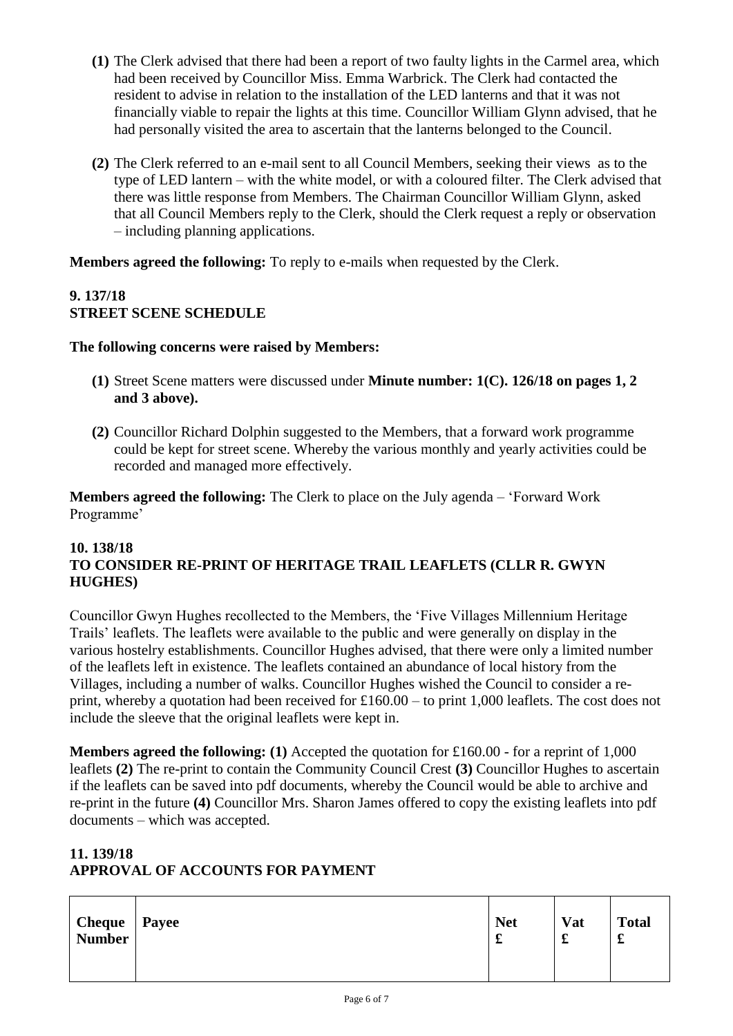**(1)** The Clerk advised that there had been a report of two faulty lights in the Carmel area, which had been received by Councillor Miss. Emma Warbrick. The Clerk had contacted the resident to advise in relation to the installation of the LED lanterns and that it was not financially viable to repair the lights at this time. Councillor William Glynn advised, that he had personally visited the area to ascertain that the lanterns belonged to the Council.

**(2)** The Clerk referred to an e-mail sent to all Council Members, seeking their views as to the type of LED lantern – with the white model, or with a coloured filter. The Clerk advised that there was little response from Members. The Chairman Councillor William Glynn, asked that all Council Members reply to the Clerk, should the Clerk request a reply or observation – including planning applications.

**Members agreed the following:** To reply to e-mails when requested by the Clerk.

## 9. 137/18
## STREET SCENE SCHEDULE

**The following concerns were raised by Members:**

**(1)** Street Scene matters were discussed under **Minute number: 1(C). 126/18 on pages 1, 2 and 3 above).**

**(2)** Councillor Richard Dolphin suggested to the Members, that a forward work programme could be kept for street scene. Whereby the various monthly and yearly activities could be recorded and managed more effectively.

**Members agreed the following:** The Clerk to place on the July agenda – 'Forward Work Programme'

## 10. 138/18
## TO CONSIDER RE-PRINT OF HERITAGE TRAIL LEAFLETS (CLLR R. GWYN HUGHES)

Councillor Gwyn Hughes recollected to the Members, the 'Five Villages Millennium Heritage Trails' leaflets. The leaflets were available to the public and were generally on display in the various hostelry establishments. Councillor Hughes advised, that there were only a limited number of the leaflets left in existence. The leaflets contained an abundance of local history from the Villages, including a number of walks. Councillor Hughes wished the Council to consider a re-print, whereby a quotation had been received for £160.00 – to print 1,000 leaflets. The cost does not include the sleeve that the original leaflets were kept in.

**Members agreed the following: (1)** Accepted the quotation for £160.00 - for a reprint of 1,000 leaflets **(2)** The re-print to contain the Community Council Crest **(3)** Councillor Hughes to ascertain if the leaflets can be saved into pdf documents, whereby the Council would be able to archive and re-print in the future **(4)** Councillor Mrs. Sharon James offered to copy the existing leaflets into pdf documents – which was accepted.

## 11. 139/18
## APPROVAL OF ACCOUNTS FOR PAYMENT

| Cheque Number | Payee | Net £ | Vat £ | Total £ |
|---|---|---|---|---|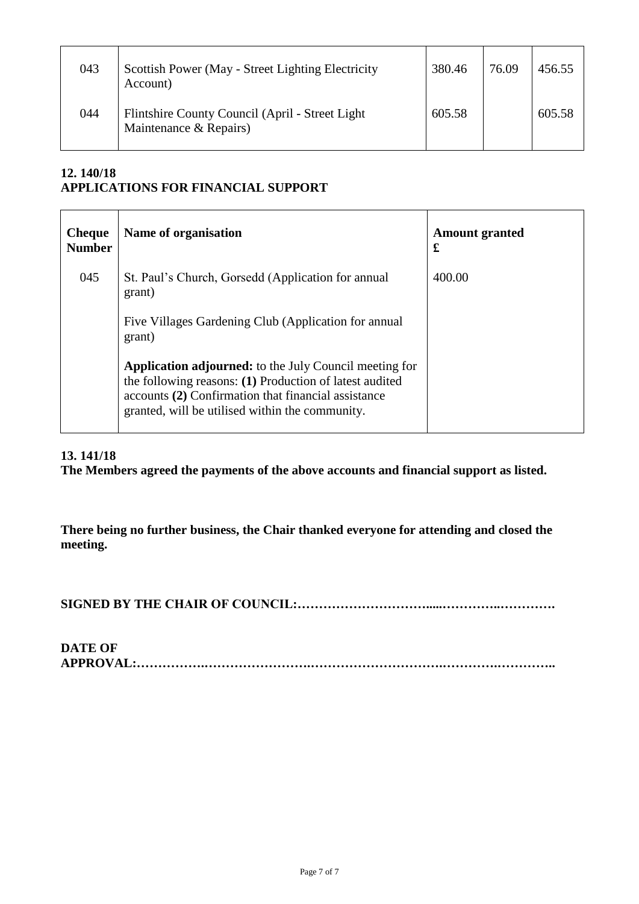| | | | | |
|---|---|---|---|---|
| 043 | Scottish Power (May - Street Lighting Electricity Account) | 380.46 | 76.09 | 456.55 |
| 044 | Flintshire County Council (April - Street Light Maintenance & Repairs) | 605.58 | | 605.58 |

**12. 140/18**
**APPLICATIONS FOR FINANCIAL SUPPORT**

| Cheque Number | Name of organisation | Amount granted £ |
|---|---|---|
| 045 | St. Paul's Church, Gorsedd (Application for annual grant) | 400.00 |
| | Five Villages Gardening Club (Application for annual grant)<br><br>**Application adjourned:** to the July Council meeting for the following reasons: **(1)** Production of latest audited accounts **(2)** Confirmation that financial assistance granted, will be utilised within the community. | |

**13. 141/18**
**The Members agreed the payments of the above accounts and financial support as listed.**

**There being no further business, the Chair thanked everyone for attending and closed the meeting.**

**SIGNED BY THE CHAIR OF COUNCIL:…………………………....…………..………….**

**DATE OF APPROVAL:…………….…………………….…………………………..………..…………..**